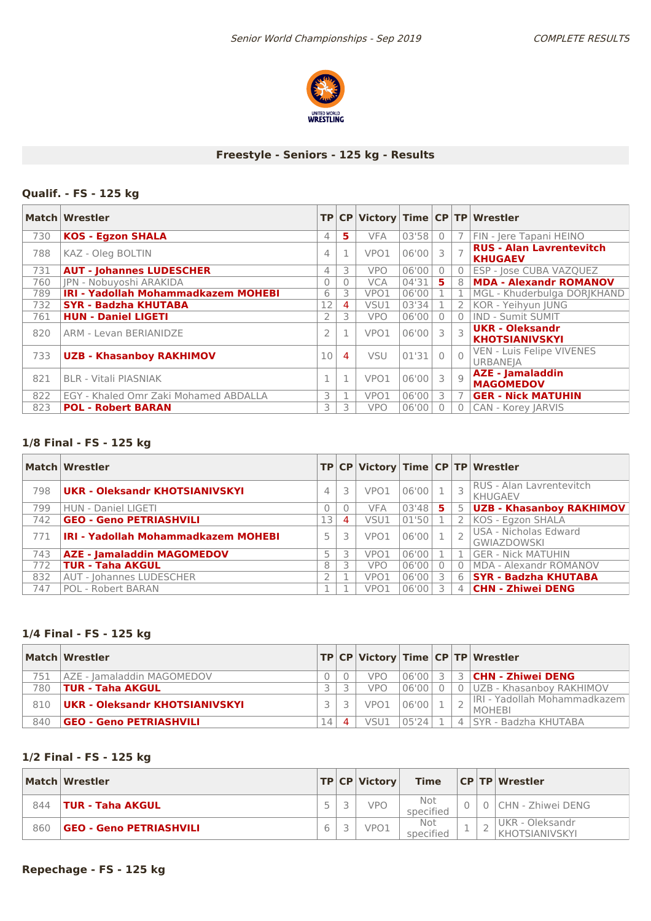## Freestyle - Seniors - 125 kg - Results

### Qualif. - FS - 125 kg

| Match | Wrestler | TP | CP | Victory | Time | CP | TP | Wrestler |
|---|---|---|---|---|---|---|---|---|
| 730 | **KOS - Egzon SHALA** | 4 | **5** | VFA | 03'58 | 0 | 7 | FIN - Jere Tapani HEINO |
| 788 | KAZ - Oleg BOLTIN | 4 | 1 | VPO1 | 06'00 | 3 | 7 | **RUS - Alan Lavrentevitch KHUGAEV** |
| 731 | **AUT - Johannes LUDESCHER** | 4 | 3 | VPO | 06'00 | 0 | 0 | ESP - Jose CUBA VAZQUEZ |
| 760 | JPN - Nobuyoshi ARAKIDA | 0 | 0 | VCA | 04'31 | **5** | 8 | **MDA - Alexandr ROMANOV** |
| 789 | **IRI - Yadollah Mohammadkazem MOHEBI** | 6 | 3 | VPO1 | 06'00 | 1 | 1 | MGL - Khuderbulga DORJKHAND |
| 732 | **SYR - Badzha KHUTABA** | 12 | 4 | VSU1 | 03'34 | 1 | 2 | KOR - Yeihyun JUNG |
| 761 | **HUN - Daniel LIGETI** | 2 | 3 | VPO | 06'00 | 0 | 0 | IND - Sumit SUMIT |
| 820 | ARM - Levan BERIANIDZE | 2 | 1 | VPO1 | 06'00 | 3 | 3 | **UKR - Oleksandr KHOTSIANIVSKYI** |
| 733 | **UZB - Khasanboy RAKHIMOV** | 10 | 4 | VSU | 01'31 | 0 | 0 | VEN - Luis Felipe VIVENES URBANEJA |
| 821 | BLR - Vitali PIASNIAK | 1 | 1 | VPO1 | 06'00 | 3 | 9 | **AZE - Jamaladdin MAGOMEDOV** |
| 822 | EGY - Khaled Omr Zaki Mohamed ABDALLA | 3 | 1 | VPO1 | 06'00 | 3 | 7 | **GER - Nick MATUHIN** |
| 823 | **POL - Robert BARAN** | 3 | 3 | VPO | 06'00 | 0 | 0 | CAN - Korey JARVIS |

### 1/8 Final - FS - 125 kg

| Match | Wrestler | TP | CP | Victory | Time | CP | TP | Wrestler |
|---|---|---|---|---|---|---|---|---|
| 798 | **UKR - Oleksandr KHOTSIANIVSKYI** | 4 | 3 | VPO1 | 06'00 | 1 | 3 | RUS - Alan Lavrentevitch KHUGAEV |
| 799 | HUN - Daniel LIGETI | 0 | 0 | VFA | 03'48 | **5** | 5 | **UZB - Khasanboy RAKHIMOV** |
| 742 | **GEO - Geno PETRIASHVILI** | 13 | 4 | VSU1 | 01'50 | 1 | 2 | KOS - Egzon SHALA |
| 771 | **IRI - Yadollah Mohammadkazem MOHEBI** | 5 | 3 | VPO1 | 06'00 | 1 | 2 | USA - Nicholas Edward GWIAZDOWSKI |
| 743 | **AZE - Jamaladdin MAGOMEDOV** | 5 | 3 | VPO1 | 06'00 | 1 | 1 | GER - Nick MATUHIN |
| 772 | **TUR - Taha AKGUL** | 8 | 3 | VPO | 06'00 | 0 | 0 | MDA - Alexandr ROMANOV |
| 832 | AUT - Johannes LUDESCHER | 2 | 1 | VPO1 | 06'00 | 3 | 6 | **SYR - Badzha KHUTABA** |
| 747 | POL - Robert BARAN | 1 | 1 | VPO1 | 06'00 | 3 | 4 | **CHN - Zhiwei DENG** |

### 1/4 Final - FS - 125 kg

| Match | Wrestler | TP | CP | Victory | Time | CP | TP | Wrestler |
|---|---|---|---|---|---|---|---|---|
| 751 | AZE - Jamaladdin MAGOMEDOV | 0 | 0 | VPO | 06'00 | 3 | 3 | **CHN - Zhiwei DENG** |
| 780 | **TUR - Taha AKGUL** | 3 | 3 | VPO | 06'00 | 0 | 0 | UZB - Khasanboy RAKHIMOV |
| 810 | **UKR - Oleksandr KHOTSIANIVSKYI** | 3 | 3 | VPO1 | 06'00 | 1 | 2 | IRI - Yadollah Mohammadkazem MOHEBI |
| 840 | **GEO - Geno PETRIASHVILI** | 14 | 4 | VSU1 | 05'24 | 1 | 4 | SYR - Badzha KHUTABA |

### 1/2 Final - FS - 125 kg

| Match | Wrestler | TP | CP | Victory | Time | CP | TP | Wrestler |
|---|---|---|---|---|---|---|---|---|
| 844 | **TUR - Taha AKGUL** | 5 | 3 | VPO | Not specified | 0 | 0 | CHN - Zhiwei DENG |
| 860 | **GEO - Geno PETRIASHVILI** | 6 | 3 | VPO1 | Not specified | 1 | 2 | UKR - Oleksandr KHOTSIANIVSKYI |

### Repechage - FS - 125 kg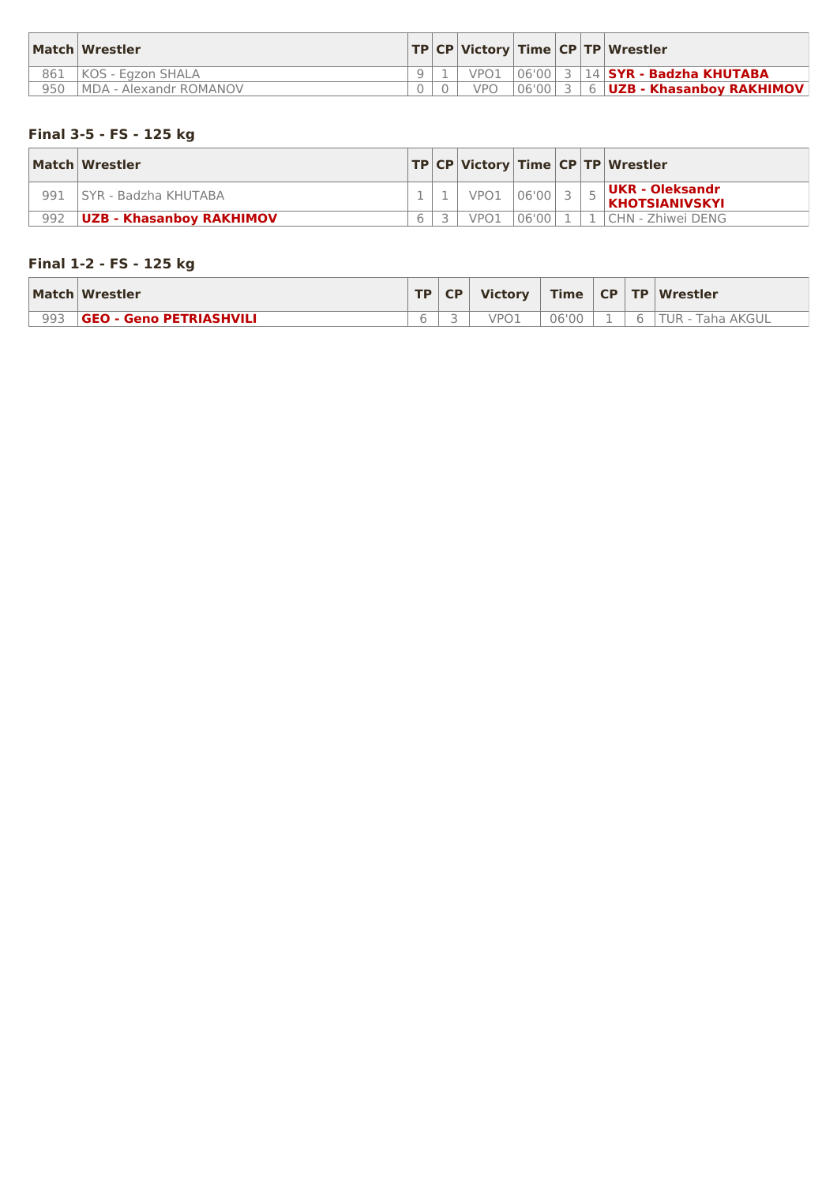| Match | Wrestler | TP | CP | Victory | Time | CP | TP | Wrestler |
|---|---|---|---|---|---|---|---|---|
| 861 | KOS - Egzon SHALA | 9 | 1 | VPO1 | 06'00 | 3 | 14 | **SYR - Badzha KHUTABA** |
| 950 | MDA - Alexandr ROMANOV | 0 | 0 | VPO | 06'00 | 3 | 6 | **UZB - Khasanboy RAKHIMOV** |

### Final 3-5 - FS - 125 kg

| Match | Wrestler | TP | CP | Victory | Time | CP | TP | Wrestler |
|---|---|---|---|---|---|---|---|---|
| 991 | SYR - Badzha KHUTABA | 1 | 1 | VPO1 | 06'00 | 3 | 5 | **UKR - Oleksandr KHOTSIANIVSKYI** |
| 992 | **UZB - Khasanboy RAKHIMOV** | 6 | 3 | VPO1 | 06'00 | 1 | 1 | CHN - Zhiwei DENG |

### Final 1-2 - FS - 125 kg

| Match | Wrestler | TP | CP | Victory | Time | CP | TP | Wrestler |
|---|---|---|---|---|---|---|---|---|
| 993 | **GEO - Geno PETRIASHVILI** | 6 | 3 | VPO1 | 06'00 | 1 | 6 | TUR - Taha AKGUL |